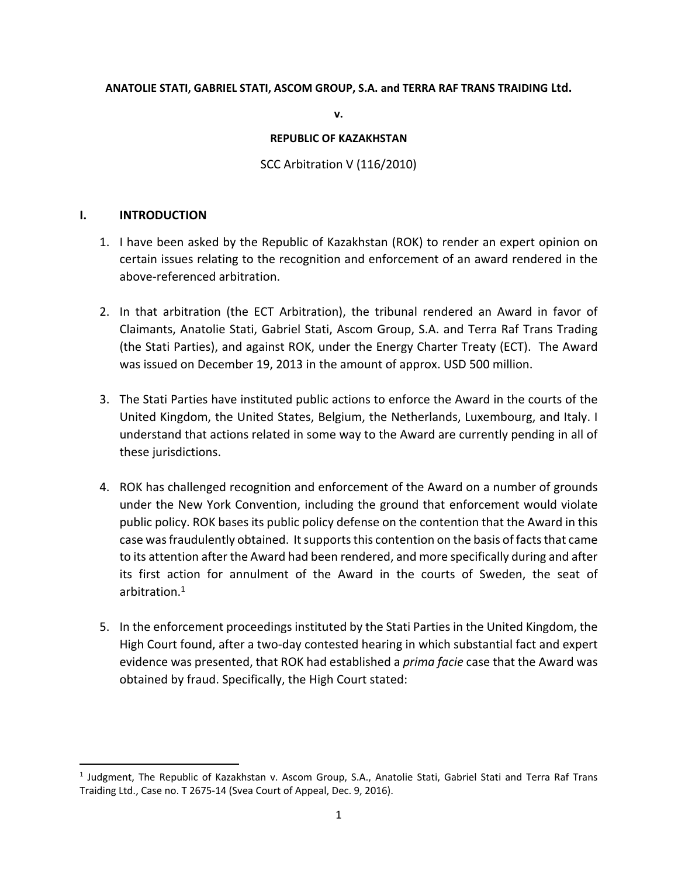**ANATOLIE STATI, GABRIEL STATI, ASCOM GROUP, S.A. and TERRA RAF TRANS TRAIDING Ltd.**

**v.**

**REPUBLIC OF KAZAKHSTAN**

SCC Arbitration V (116/2010)

## I. INTRODUCTION

1. I have been asked by the Republic of Kazakhstan (ROK) to render an expert opinion on certain issues relating to the recognition and enforcement of an award rendered in the above-referenced arbitration.

2. In that arbitration (the ECT Arbitration), the tribunal rendered an Award in favor of Claimants, Anatolie Stati, Gabriel Stati, Ascom Group, S.A. and Terra Raf Trans Trading (the Stati Parties), and against ROK, under the Energy Charter Treaty (ECT). The Award was issued on December 19, 2013 in the amount of approx. USD 500 million.

3. The Stati Parties have instituted public actions to enforce the Award in the courts of the United Kingdom, the United States, Belgium, the Netherlands, Luxembourg, and Italy. I understand that actions related in some way to the Award are currently pending in all of these jurisdictions.

4. ROK has challenged recognition and enforcement of the Award on a number of grounds under the New York Convention, including the ground that enforcement would violate public policy. ROK bases its public policy defense on the contention that the Award in this case was fraudulently obtained. It supports this contention on the basis of facts that came to its attention after the Award had been rendered, and more specifically during and after its first action for annulment of the Award in the courts of Sweden, the seat of arbitration.[1]

5. In the enforcement proceedings instituted by the Stati Parties in the United Kingdom, the High Court found, after a two-day contested hearing in which substantial fact and expert evidence was presented, that ROK had established a *prima facie* case that the Award was obtained by fraud. Specifically, the High Court stated:

---

[1] Judgment, The Republic of Kazakhstan v. Ascom Group, S.A., Anatolie Stati, Gabriel Stati and Terra Raf Trans Traiding Ltd., Case no. T 2675-14 (Svea Court of Appeal, Dec. 9, 2016).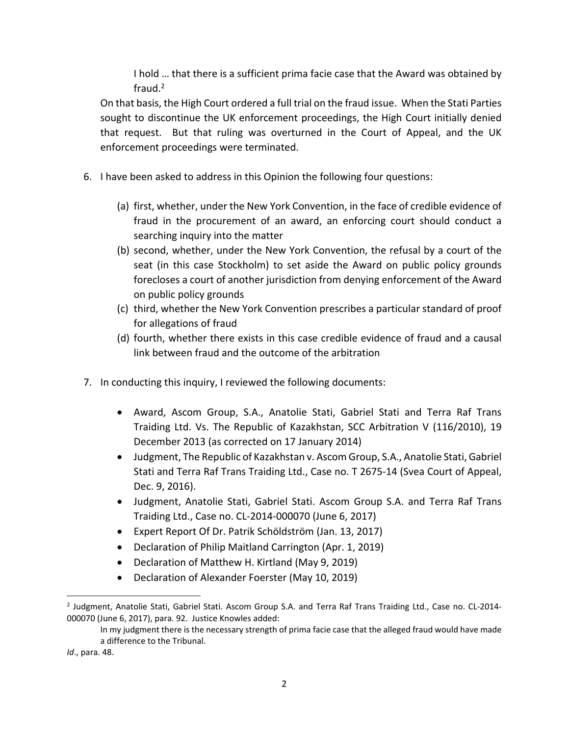> I hold … that there is a sufficient prima facie case that the Award was obtained by fraud.[2]

On that basis, the High Court ordered a full trial on the fraud issue. When the Stati Parties sought to discontinue the UK enforcement proceedings, the High Court initially denied that request. But that ruling was overturned in the Court of Appeal, and the UK enforcement proceedings were terminated.

6. I have been asked to address in this Opinion the following four questions:

   (a) first, whether, under the New York Convention, in the face of credible evidence of fraud in the procurement of an award, an enforcing court should conduct a searching inquiry into the matter

   (b) second, whether, under the New York Convention, the refusal by a court of the seat (in this case Stockholm) to set aside the Award on public policy grounds forecloses a court of another jurisdiction from denying enforcement of the Award on public policy grounds

   (c) third, whether the New York Convention prescribes a particular standard of proof for allegations of fraud

   (d) fourth, whether there exists in this case credible evidence of fraud and a causal link between fraud and the outcome of the arbitration

7. In conducting this inquiry, I reviewed the following documents:

   - Award, Ascom Group, S.A., Anatolie Stati, Gabriel Stati and Terra Raf Trans Traiding Ltd. Vs. The Republic of Kazakhstan, SCC Arbitration V (116/2010), 19 December 2013 (as corrected on 17 January 2014)
   - Judgment, The Republic of Kazakhstan v. Ascom Group, S.A., Anatolie Stati, Gabriel Stati and Terra Raf Trans Traiding Ltd., Case no. T 2675-14 (Svea Court of Appeal, Dec. 9, 2016).
   - Judgment, Anatolie Stati, Gabriel Stati. Ascom Group S.A. and Terra Raf Trans Traiding Ltd., Case no. CL-2014-000070 (June 6, 2017)
   - Expert Report Of Dr. Patrik Schöldström (Jan. 13, 2017)
   - Declaration of Philip Maitland Carrington (Apr. 1, 2019)
   - Declaration of Matthew H. Kirtland (May 9, 2019)
   - Declaration of Alexander Foerster (May 10, 2019)

---

[2] Judgment, Anatolie Stati, Gabriel Stati. Ascom Group S.A. and Terra Raf Trans Traiding Ltd., Case no. CL-2014-000070 (June 6, 2017), para. 92. Justice Knowles added:

> In my judgment there is the necessary strength of prima facie case that the alleged fraud would have made a difference to the Tribunal.

*Id*., para. 48.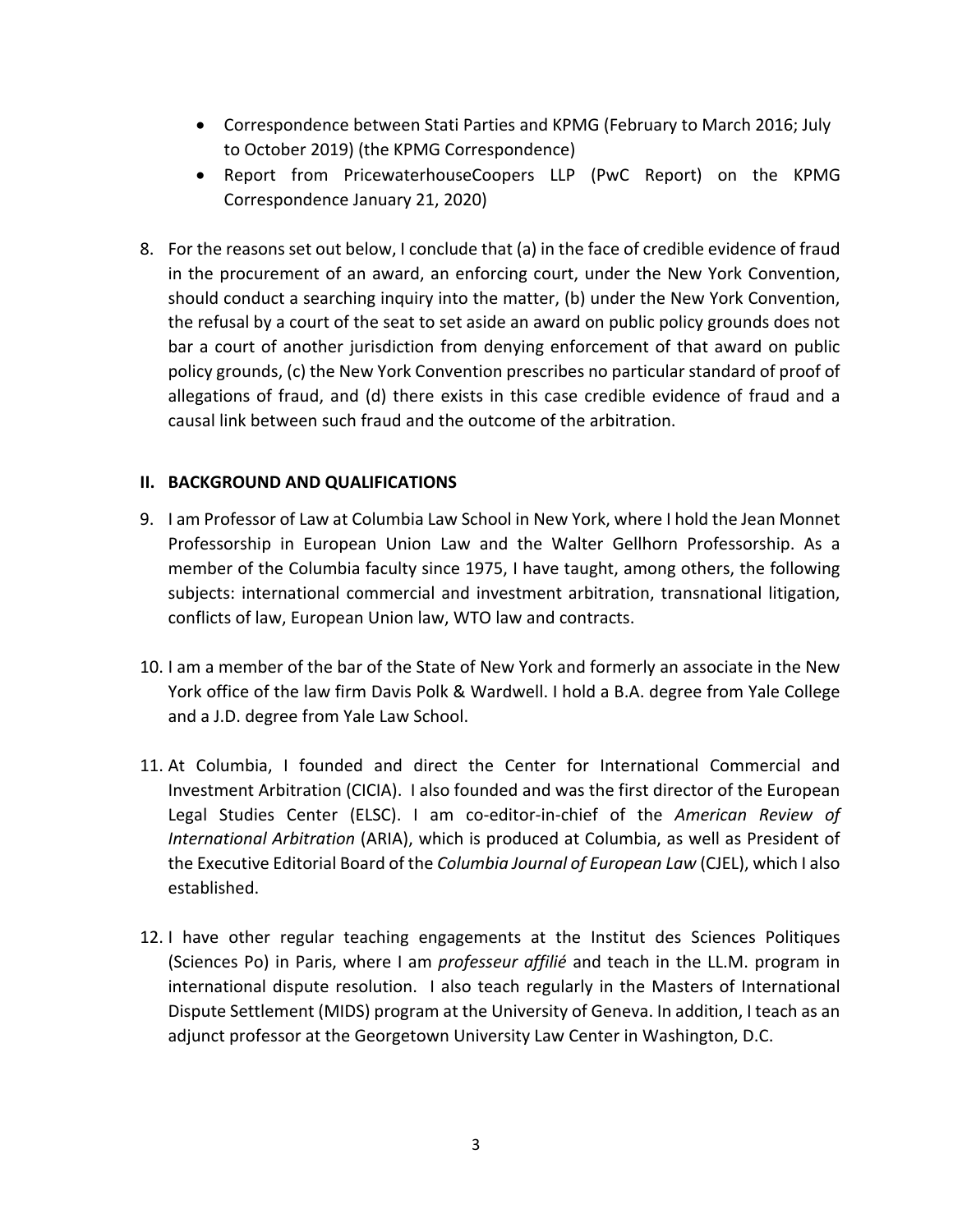- Correspondence between Stati Parties and KPMG (February to March 2016; July to October 2019) (the KPMG Correspondence)
- Report from PricewaterhouseCoopers LLP (PwC Report) on the KPMG Correspondence January 21, 2020)

8. For the reasons set out below, I conclude that (a) in the face of credible evidence of fraud in the procurement of an award, an enforcing court, under the New York Convention, should conduct a searching inquiry into the matter, (b) under the New York Convention, the refusal by a court of the seat to set aside an award on public policy grounds does not bar a court of another jurisdiction from denying enforcement of that award on public policy grounds, (c) the New York Convention prescribes no particular standard of proof of allegations of fraud, and (d) there exists in this case credible evidence of fraud and a causal link between such fraud and the outcome of the arbitration.

## II. BACKGROUND AND QUALIFICATIONS

9. I am Professor of Law at Columbia Law School in New York, where I hold the Jean Monnet Professorship in European Union Law and the Walter Gellhorn Professorship. As a member of the Columbia faculty since 1975, I have taught, among others, the following subjects: international commercial and investment arbitration, transnational litigation, conflicts of law, European Union law, WTO law and contracts.

10. I am a member of the bar of the State of New York and formerly an associate in the New York office of the law firm Davis Polk & Wardwell. I hold a B.A. degree from Yale College and a J.D. degree from Yale Law School.

11. At Columbia, I founded and direct the Center for International Commercial and Investment Arbitration (CICIA). I also founded and was the first director of the European Legal Studies Center (ELSC). I am co-editor-in-chief of the *American Review of International Arbitration* (ARIA), which is produced at Columbia, as well as President of the Executive Editorial Board of the *Columbia Journal of European Law* (CJEL), which I also established.

12. I have other regular teaching engagements at the Institut des Sciences Politiques (Sciences Po) in Paris, where I am *professeur affilié* and teach in the LL.M. program in international dispute resolution. I also teach regularly in the Masters of International Dispute Settlement (MIDS) program at the University of Geneva. In addition, I teach as an adjunct professor at the Georgetown University Law Center in Washington, D.C.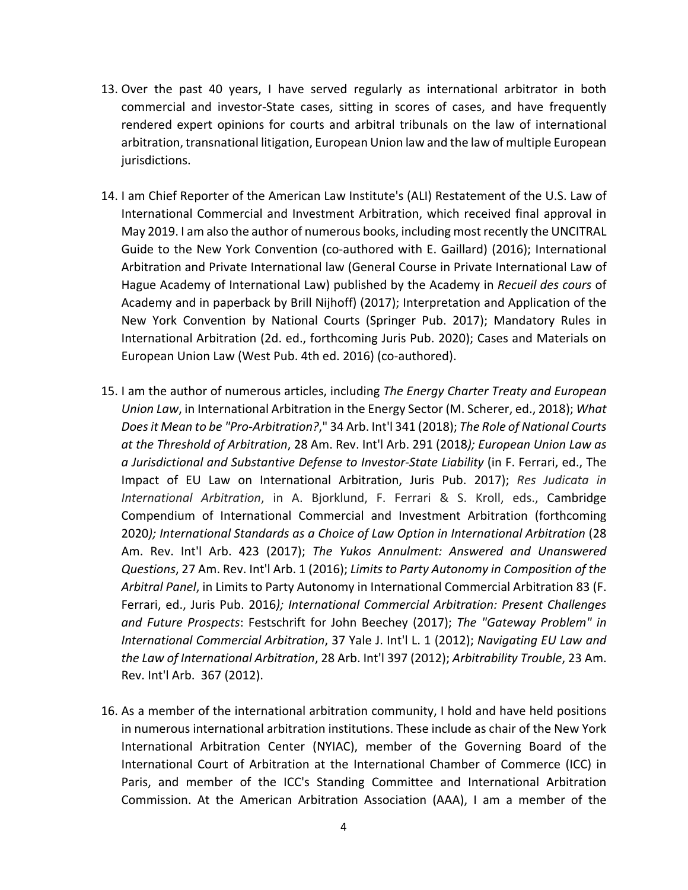13. Over the past 40 years, I have served regularly as international arbitrator in both commercial and investor-State cases, sitting in scores of cases, and have frequently rendered expert opinions for courts and arbitral tribunals on the law of international arbitration, transnational litigation, European Union law and the law of multiple European jurisdictions.

14. I am Chief Reporter of the American Law Institute's (ALI) Restatement of the U.S. Law of International Commercial and Investment Arbitration, which received final approval in May 2019. I am also the author of numerous books, including most recently the UNCITRAL Guide to the New York Convention (co-authored with E. Gaillard) (2016); International Arbitration and Private International law (General Course in Private International Law of Hague Academy of International Law) published by the Academy in *Recueil des cours* of Academy and in paperback by Brill Nijhoff) (2017); Interpretation and Application of the New York Convention by National Courts (Springer Pub. 2017); Mandatory Rules in International Arbitration (2d. ed., forthcoming Juris Pub. 2020); Cases and Materials on European Union Law (West Pub. 4th ed. 2016) (co-authored).

15. I am the author of numerous articles, including *The Energy Charter Treaty and European Union Law*, in International Arbitration in the Energy Sector (M. Scherer, ed., 2018); *What Does it Mean to be "Pro-Arbitration?*," 34 Arb. Int'l 341 (2018); *The Role of National Courts at the Threshold of Arbitration*, 28 Am. Rev. Int'l Arb. 291 (2018*); European Union Law as a Jurisdictional and Substantive Defense to Investor-State Liability* (in F. Ferrari, ed., The Impact of EU Law on International Arbitration, Juris Pub. 2017); *Res Judicata in International Arbitration*, in A. Bjorklund, F. Ferrari & S. Kroll, eds., Cambridge Compendium of International Commercial and Investment Arbitration (forthcoming 2020*); International Standards as a Choice of Law Option in International Arbitration* (28 Am. Rev. Int'l Arb. 423 (2017); *The Yukos Annulment: Answered and Unanswered Questions*, 27 Am. Rev. Int'l Arb. 1 (2016); *Limits to Party Autonomy in Composition of the Arbitral Panel*, in Limits to Party Autonomy in International Commercial Arbitration 83 (F. Ferrari, ed., Juris Pub. 2016*); International Commercial Arbitration: Present Challenges and Future Prospects*: Festschrift for John Beechey (2017); *The "Gateway Problem" in International Commercial Arbitration*, 37 Yale J. Int'l L. 1 (2012); *Navigating EU Law and the Law of International Arbitration*, 28 Arb. Int'l 397 (2012); *Arbitrability Trouble*, 23 Am. Rev. Int'l Arb. 367 (2012).

16. As a member of the international arbitration community, I hold and have held positions in numerous international arbitration institutions. These include as chair of the New York International Arbitration Center (NYIAC), member of the Governing Board of the International Court of Arbitration at the International Chamber of Commerce (ICC) in Paris, and member of the ICC's Standing Committee and International Arbitration Commission. At the American Arbitration Association (AAA), I am a member of the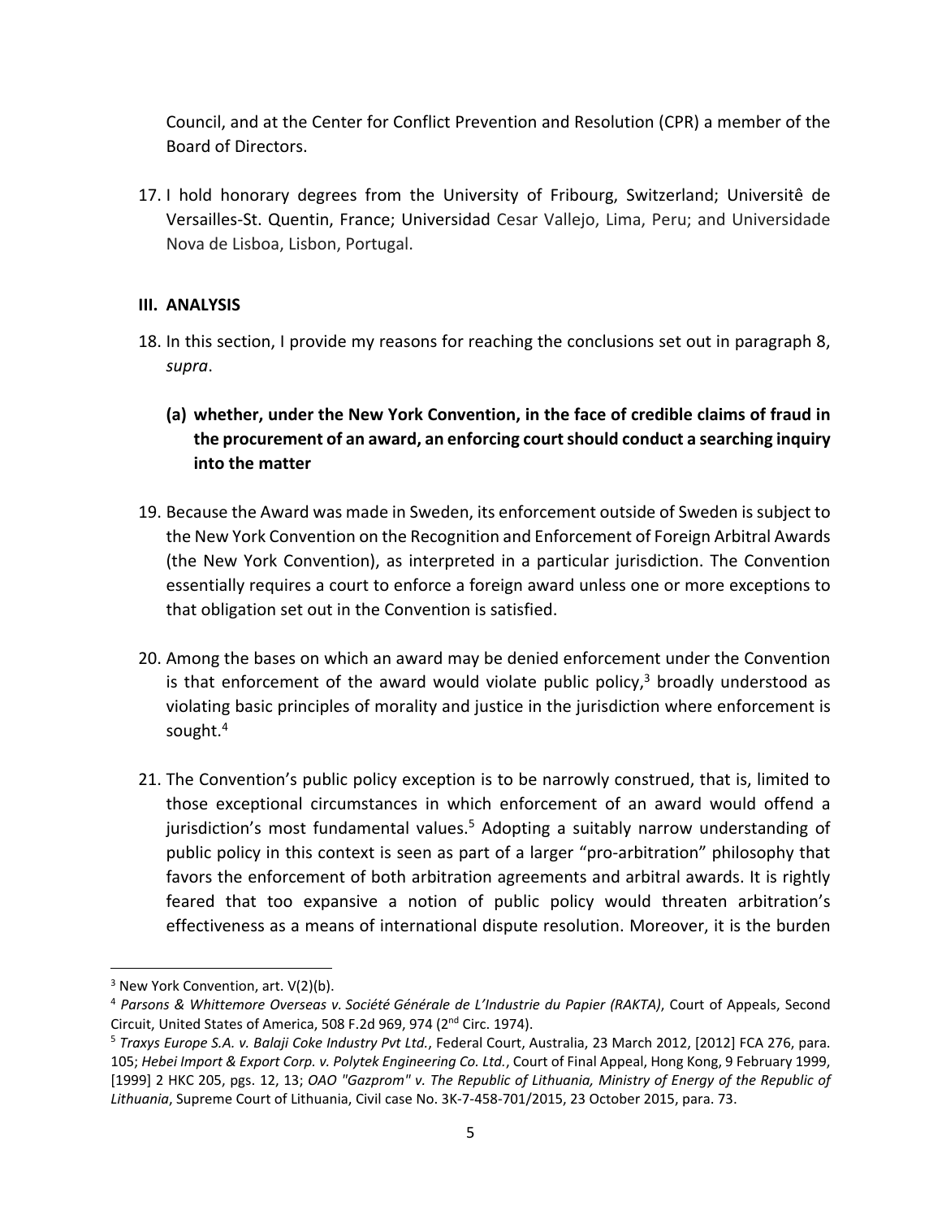Council, and at the Center for Conflict Prevention and Resolution (CPR) a member of the Board of Directors.

17. I hold honorary degrees from the University of Fribourg, Switzerland; Universitê de Versailles-St. Quentin, France; Universidad Cesar Vallejo, Lima, Peru; and Universidade Nova de Lisboa, Lisbon, Portugal.

## III. ANALYSIS

18. In this section, I provide my reasons for reaching the conclusions set out in paragraph 8, *supra*.

### (a) whether, under the New York Convention, in the face of credible claims of fraud in the procurement of an award, an enforcing court should conduct a searching inquiry into the matter

19. Because the Award was made in Sweden, its enforcement outside of Sweden is subject to the New York Convention on the Recognition and Enforcement of Foreign Arbitral Awards (the New York Convention), as interpreted in a particular jurisdiction. The Convention essentially requires a court to enforce a foreign award unless one or more exceptions to that obligation set out in the Convention is satisfied.

20. Among the bases on which an award may be denied enforcement under the Convention is that enforcement of the award would violate public policy,[3] broadly understood as violating basic principles of morality and justice in the jurisdiction where enforcement is sought.[4]

21. The Convention's public policy exception is to be narrowly construed, that is, limited to those exceptional circumstances in which enforcement of an award would offend a jurisdiction's most fundamental values.[5] Adopting a suitably narrow understanding of public policy in this context is seen as part of a larger "pro-arbitration" philosophy that favors the enforcement of both arbitration agreements and arbitral awards. It is rightly feared that too expansive a notion of public policy would threaten arbitration's effectiveness as a means of international dispute resolution. Moreover, it is the burden

---

[3] New York Convention, art. V(2)(b).

[4] *Parsons & Whittemore Overseas v. Société Générale de L'Industrie du Papier (RAKTA)*, Court of Appeals, Second Circuit, United States of America, 508 F.2d 969, 974 (2nd Circ. 1974).

[5] *Traxys Europe S.A. v. Balaji Coke Industry Pvt Ltd.*, Federal Court, Australia, 23 March 2012, [2012] FCA 276, para. 105; *Hebei Import & Export Corp. v. Polytek Engineering Co. Ltd.*, Court of Final Appeal, Hong Kong, 9 February 1999, [1999] 2 HKC 205, pgs. 12, 13; *OAO "Gazprom" v. The Republic of Lithuania, Ministry of Energy of the Republic of Lithuania*, Supreme Court of Lithuania, Civil case No. 3K-7-458-701/2015, 23 October 2015, para. 73.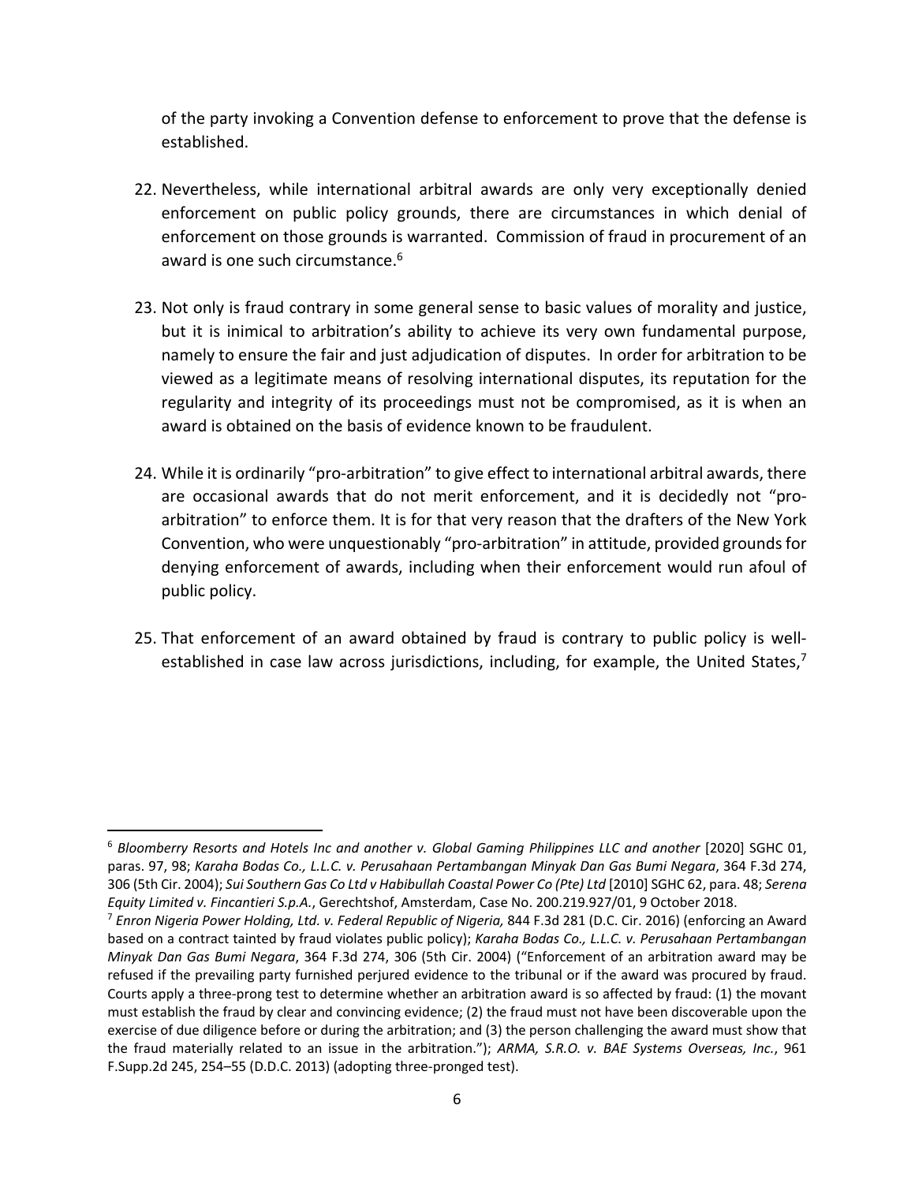of the party invoking a Convention defense to enforcement to prove that the defense is established.

22. Nevertheless, while international arbitral awards are only very exceptionally denied enforcement on public policy grounds, there are circumstances in which denial of enforcement on those grounds is warranted. Commission of fraud in procurement of an award is one such circumstance.[6]

23. Not only is fraud contrary in some general sense to basic values of morality and justice, but it is inimical to arbitration's ability to achieve its very own fundamental purpose, namely to ensure the fair and just adjudication of disputes. In order for arbitration to be viewed as a legitimate means of resolving international disputes, its reputation for the regularity and integrity of its proceedings must not be compromised, as it is when an award is obtained on the basis of evidence known to be fraudulent.

24. While it is ordinarily "pro-arbitration" to give effect to international arbitral awards, there are occasional awards that do not merit enforcement, and it is decidedly not "pro-arbitration" to enforce them. It is for that very reason that the drafters of the New York Convention, who were unquestionably "pro-arbitration" in attitude, provided grounds for denying enforcement of awards, including when their enforcement would run afoul of public policy.

25. That enforcement of an award obtained by fraud is contrary to public policy is well-established in case law across jurisdictions, including, for example, the United States,[7]

---

[6] *Bloomberry Resorts and Hotels Inc and another v. Global Gaming Philippines LLC and another* [2020] SGHC 01, paras. 97, 98; *Karaha Bodas Co., L.L.C. v. Perusahaan Pertambangan Minyak Dan Gas Bumi Negara*, 364 F.3d 274, 306 (5th Cir. 2004); *Sui Southern Gas Co Ltd v Habibullah Coastal Power Co (Pte) Ltd* [2010] SGHC 62, para. 48; *Serena Equity Limited v. Fincantieri S.p.A.*, Gerechtshof, Amsterdam, Case No. 200.219.927/01, 9 October 2018.

[7] *Enron Nigeria Power Holding, Ltd. v. Federal Republic of Nigeria,* 844 F.3d 281 (D.C. Cir. 2016) (enforcing an Award based on a contract tainted by fraud violates public policy); *Karaha Bodas Co., L.L.C. v. Perusahaan Pertambangan Minyak Dan Gas Bumi Negara*, 364 F.3d 274, 306 (5th Cir. 2004) ("Enforcement of an arbitration award may be refused if the prevailing party furnished perjured evidence to the tribunal or if the award was procured by fraud. Courts apply a three-prong test to determine whether an arbitration award is so affected by fraud: (1) the movant must establish the fraud by clear and convincing evidence; (2) the fraud must not have been discoverable upon the exercise of due diligence before or during the arbitration; and (3) the person challenging the award must show that the fraud materially related to an issue in the arbitration."); *ARMA, S.R.O. v. BAE Systems Overseas, Inc.*, 961 F.Supp.2d 245, 254–55 (D.D.C. 2013) (adopting three-pronged test).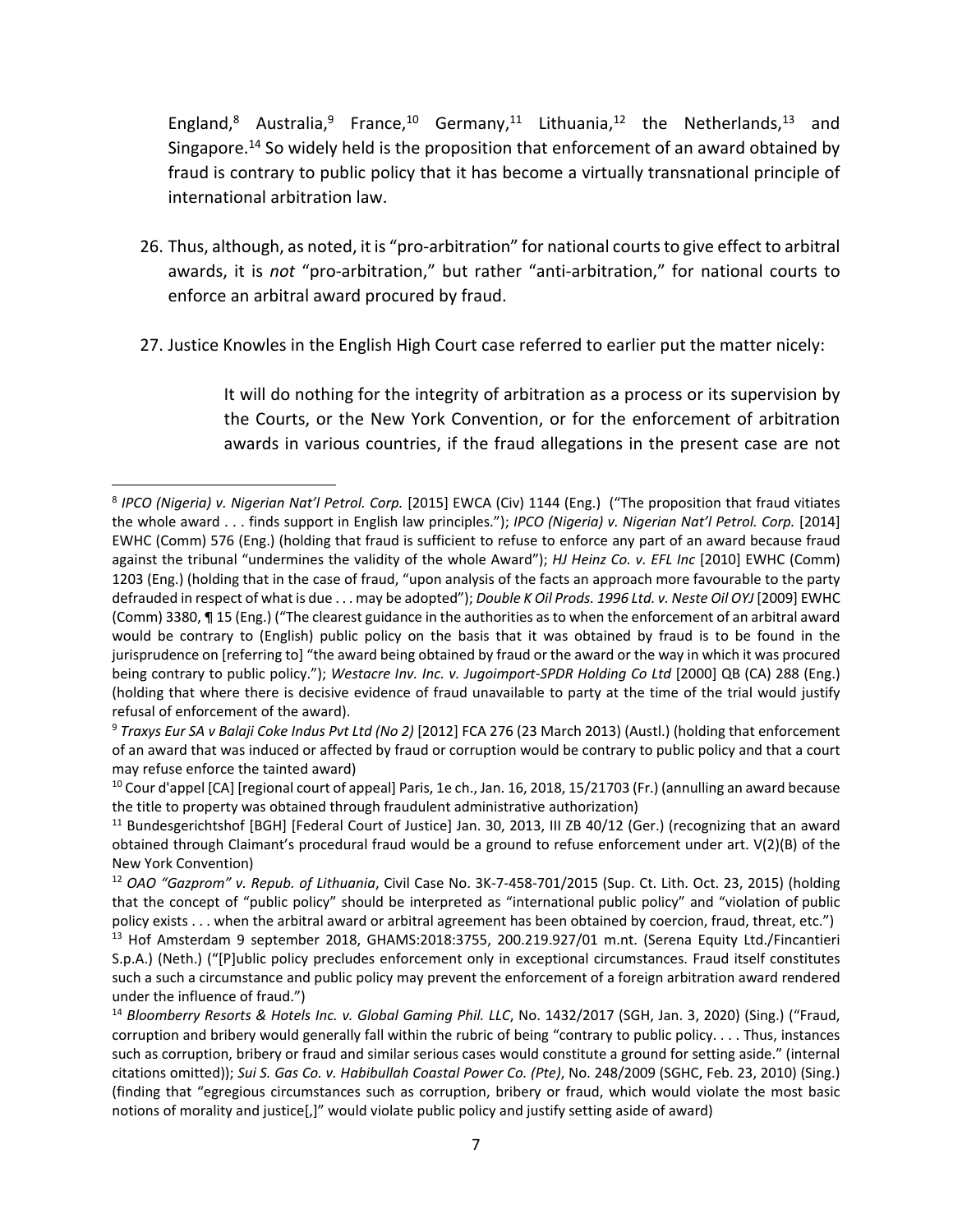England,[8] Australia,[9] France,[10] Germany,[11] Lithuania,[12] the Netherlands,[13] and Singapore.[14] So widely held is the proposition that enforcement of an award obtained by fraud is contrary to public policy that it has become a virtually transnational principle of international arbitration law.

26. Thus, although, as noted, it is "pro-arbitration" for national courts to give effect to arbitral awards, it is *not* "pro-arbitration," but rather "anti-arbitration," for national courts to enforce an arbitral award procured by fraud.

27. Justice Knowles in the English High Court case referred to earlier put the matter nicely:

> It will do nothing for the integrity of arbitration as a process or its supervision by the Courts, or the New York Convention, or for the enforcement of arbitration awards in various countries, if the fraud allegations in the present case are not

---

[8] *IPCO (Nigeria) v. Nigerian Nat'l Petrol. Corp.* [2015] EWCA (Civ) 1144 (Eng.) ("The proposition that fraud vitiates the whole award . . . finds support in English law principles."); *IPCO (Nigeria) v. Nigerian Nat'l Petrol. Corp.* [2014] EWHC (Comm) 576 (Eng.) (holding that fraud is sufficient to refuse to enforce any part of an award because fraud against the tribunal "undermines the validity of the whole Award"); *HJ Heinz Co. v. EFL Inc* [2010] EWHC (Comm) 1203 (Eng.) (holding that in the case of fraud, "upon analysis of the facts an approach more favourable to the party defrauded in respect of what is due . . . may be adopted"); *Double K Oil Prods. 1996 Ltd. v. Neste Oil OYJ* [2009] EWHC (Comm) 3380, ¶ 15 (Eng.) ("The clearest guidance in the authorities as to when the enforcement of an arbitral award would be contrary to (English) public policy on the basis that it was obtained by fraud is to be found in the jurisprudence on [referring to] "the award being obtained by fraud or the award or the way in which it was procured being contrary to public policy."); *Westacre Inv. Inc. v. Jugoimport-SPDR Holding Co Ltd* [2000] QB (CA) 288 (Eng.) (holding that where there is decisive evidence of fraud unavailable to party at the time of the trial would justify refusal of enforcement of the award).

[9] *Traxys Eur SA v Balaji Coke Indus Pvt Ltd (No 2)* [2012] FCA 276 (23 March 2013) (Austl.) (holding that enforcement of an award that was induced or affected by fraud or corruption would be contrary to public policy and that a court may refuse enforce the tainted award)

[10] Cour d'appel [CA] [regional court of appeal] Paris, 1e ch., Jan. 16, 2018, 15/21703 (Fr.) (annulling an award because the title to property was obtained through fraudulent administrative authorization)

[11] Bundesgerichtshof [BGH] [Federal Court of Justice] Jan. 30, 2013, III ZB 40/12 (Ger.) (recognizing that an award obtained through Claimant's procedural fraud would be a ground to refuse enforcement under art. V(2)(B) of the New York Convention)

[12] *OAO "Gazprom" v. Repub. of Lithuania*, Civil Case No. 3K-7-458-701/2015 (Sup. Ct. Lith. Oct. 23, 2015) (holding that the concept of "public policy" should be interpreted as "international public policy" and "violation of public policy exists . . . when the arbitral award or arbitral agreement has been obtained by coercion, fraud, threat, etc.")

[13] Hof Amsterdam 9 september 2018, GHAMS:2018:3755, 200.219.927/01 m.nt. (Serena Equity Ltd./Fincantieri S.p.A.) (Neth.) ("[P]ublic policy precludes enforcement only in exceptional circumstances. Fraud itself constitutes such a such a circumstance and public policy may prevent the enforcement of a foreign arbitration award rendered under the influence of fraud.")

[14] *Bloomberry Resorts & Hotels Inc. v. Global Gaming Phil. LLC*, No. 1432/2017 (SGH, Jan. 3, 2020) (Sing.) ("Fraud, corruption and bribery would generally fall within the rubric of being "contrary to public policy. . . . Thus, instances such as corruption, bribery or fraud and similar serious cases would constitute a ground for setting aside." (internal citations omitted)); *Sui S. Gas Co. v. Habibullah Coastal Power Co. (Pte)*, No. 248/2009 (SGHC, Feb. 23, 2010) (Sing.) (finding that "egregious circumstances such as corruption, bribery or fraud, which would violate the most basic notions of morality and justice[,]" would violate public policy and justify setting aside of award)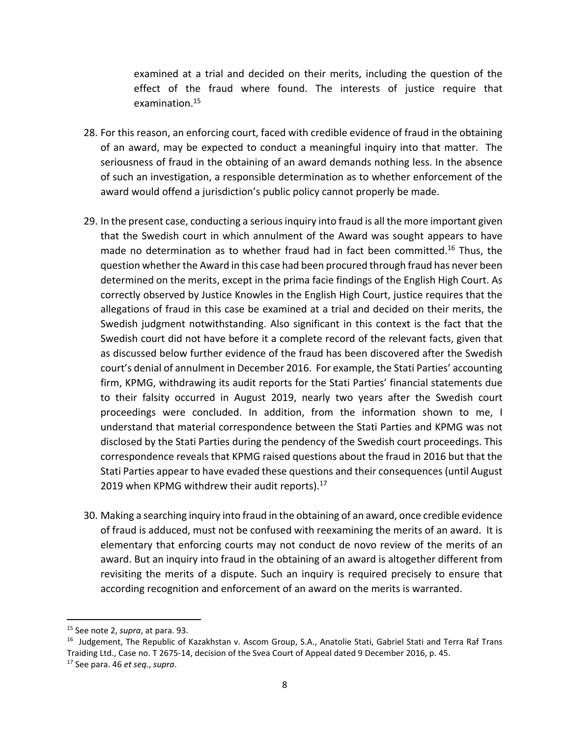examined at a trial and decided on their merits, including the question of the effect of the fraud where found. The interests of justice require that examination.[15]

28. For this reason, an enforcing court, faced with credible evidence of fraud in the obtaining of an award, may be expected to conduct a meaningful inquiry into that matter. The seriousness of fraud in the obtaining of an award demands nothing less. In the absence of such an investigation, a responsible determination as to whether enforcement of the award would offend a jurisdiction's public policy cannot properly be made.

29. In the present case, conducting a serious inquiry into fraud is all the more important given that the Swedish court in which annulment of the Award was sought appears to have made no determination as to whether fraud had in fact been committed.[16] Thus, the question whether the Award in this case had been procured through fraud has never been determined on the merits, except in the prima facie findings of the English High Court. As correctly observed by Justice Knowles in the English High Court, justice requires that the allegations of fraud in this case be examined at a trial and decided on their merits, the Swedish judgment notwithstanding. Also significant in this context is the fact that the Swedish court did not have before it a complete record of the relevant facts, given that as discussed below further evidence of the fraud has been discovered after the Swedish court's denial of annulment in December 2016. For example, the Stati Parties' accounting firm, KPMG, withdrawing its audit reports for the Stati Parties' financial statements due to their falsity occurred in August 2019, nearly two years after the Swedish court proceedings were concluded. In addition, from the information shown to me, I understand that material correspondence between the Stati Parties and KPMG was not disclosed by the Stati Parties during the pendency of the Swedish court proceedings. This correspondence reveals that KPMG raised questions about the fraud in 2016 but that the Stati Parties appear to have evaded these questions and their consequences (until August 2019 when KPMG withdrew their audit reports).[17]

30. Making a searching inquiry into fraud in the obtaining of an award, once credible evidence of fraud is adduced, must not be confused with reexamining the merits of an award. It is elementary that enforcing courts may not conduct de novo review of the merits of an award. But an inquiry into fraud in the obtaining of an award is altogether different from revisiting the merits of a dispute. Such an inquiry is required precisely to ensure that according recognition and enforcement of an award on the merits is warranted.

---

[15] See note 2, *supra*, at para. 93.

[16] Judgement, The Republic of Kazakhstan v. Ascom Group, S.A., Anatolie Stati, Gabriel Stati and Terra Raf Trans Traiding Ltd., Case no. T 2675-14, decision of the Svea Court of Appeal dated 9 December 2016, p. 45.

[17] See para. 46 *et seq.*, *supra*.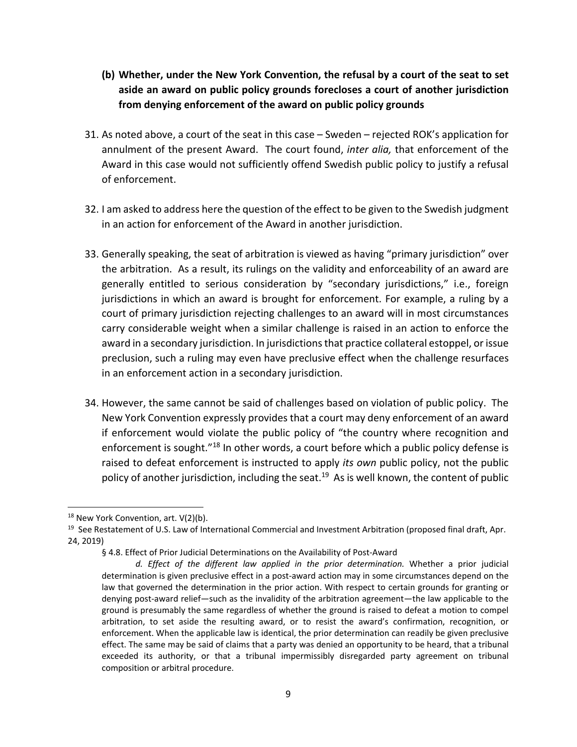**(b) Whether, under the New York Convention, the refusal by a court of the seat to set aside an award on public policy grounds forecloses a court of another jurisdiction from denying enforcement of the award on public policy grounds**

31. As noted above, a court of the seat in this case – Sweden – rejected ROK's application for annulment of the present Award. The court found, *inter alia,* that enforcement of the Award in this case would not sufficiently offend Swedish public policy to justify a refusal of enforcement.

32. I am asked to address here the question of the effect to be given to the Swedish judgment in an action for enforcement of the Award in another jurisdiction.

33. Generally speaking, the seat of arbitration is viewed as having "primary jurisdiction" over the arbitration. As a result, its rulings on the validity and enforceability of an award are generally entitled to serious consideration by "secondary jurisdictions," i.e., foreign jurisdictions in which an award is brought for enforcement. For example, a ruling by a court of primary jurisdiction rejecting challenges to an award will in most circumstances carry considerable weight when a similar challenge is raised in an action to enforce the award in a secondary jurisdiction. In jurisdictions that practice collateral estoppel, or issue preclusion, such a ruling may even have preclusive effect when the challenge resurfaces in an enforcement action in a secondary jurisdiction.

34. However, the same cannot be said of challenges based on violation of public policy. The New York Convention expressly provides that a court may deny enforcement of an award if enforcement would violate the public policy of "the country where recognition and enforcement is sought."[18] In other words, a court before which a public policy defense is raised to defeat enforcement is instructed to apply *its own* public policy, not the public policy of another jurisdiction, including the seat.[19] As is well known, the content of public

---

[18] New York Convention, art. V(2)(b).

[19] See Restatement of U.S. Law of International Commercial and Investment Arbitration (proposed final draft, Apr. 24, 2019)

§ 4.8. Effect of Prior Judicial Determinations on the Availability of Post-Award

*d. Effect of the different law applied in the prior determination.* Whether a prior judicial determination is given preclusive effect in a post-award action may in some circumstances depend on the law that governed the determination in the prior action. With respect to certain grounds for granting or denying post-award relief—such as the invalidity of the arbitration agreement—the law applicable to the ground is presumably the same regardless of whether the ground is raised to defeat a motion to compel arbitration, to set aside the resulting award, or to resist the award's confirmation, recognition, or enforcement. When the applicable law is identical, the prior determination can readily be given preclusive effect. The same may be said of claims that a party was denied an opportunity to be heard, that a tribunal exceeded its authority, or that a tribunal impermissibly disregarded party agreement on tribunal composition or arbitral procedure.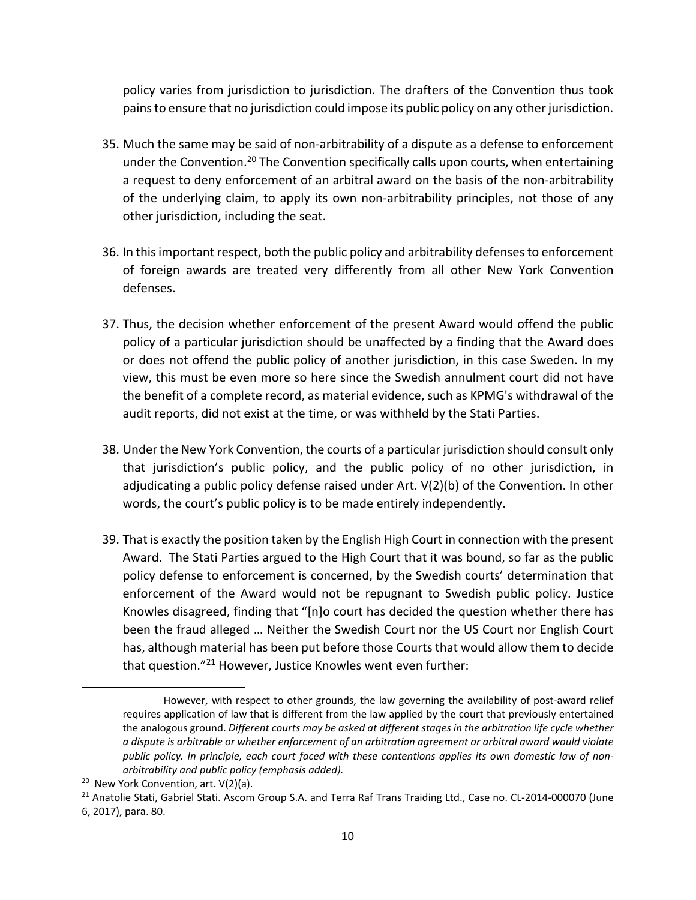policy varies from jurisdiction to jurisdiction. The drafters of the Convention thus took pains to ensure that no jurisdiction could impose its public policy on any other jurisdiction.

35. Much the same may be said of non-arbitrability of a dispute as a defense to enforcement under the Convention.[20] The Convention specifically calls upon courts, when entertaining a request to deny enforcement of an arbitral award on the basis of the non-arbitrability of the underlying claim, to apply its own non-arbitrability principles, not those of any other jurisdiction, including the seat.

36. In this important respect, both the public policy and arbitrability defenses to enforcement of foreign awards are treated very differently from all other New York Convention defenses.

37. Thus, the decision whether enforcement of the present Award would offend the public policy of a particular jurisdiction should be unaffected by a finding that the Award does or does not offend the public policy of another jurisdiction, in this case Sweden. In my view, this must be even more so here since the Swedish annulment court did not have the benefit of a complete record, as material evidence, such as KPMG's withdrawal of the audit reports, did not exist at the time, or was withheld by the Stati Parties.

38. Under the New York Convention, the courts of a particular jurisdiction should consult only that jurisdiction's public policy, and the public policy of no other jurisdiction, in adjudicating a public policy defense raised under Art. V(2)(b) of the Convention. In other words, the court's public policy is to be made entirely independently.

39. That is exactly the position taken by the English High Court in connection with the present Award. The Stati Parties argued to the High Court that it was bound, so far as the public policy defense to enforcement is concerned, by the Swedish courts' determination that enforcement of the Award would not be repugnant to Swedish public policy. Justice Knowles disagreed, finding that "[n]o court has decided the question whether there has been the fraud alleged … Neither the Swedish Court nor the US Court nor English Court has, although material has been put before those Courts that would allow them to decide that question."[21] However, Justice Knowles went even further:

---

However, with respect to other grounds, the law governing the availability of post-award relief requires application of law that is different from the law applied by the court that previously entertained the analogous ground. *Different courts may be asked at different stages in the arbitration life cycle whether a dispute is arbitrable or whether enforcement of an arbitration agreement or arbitral award would violate public policy. In principle, each court faced with these contentions applies its own domestic law of non-arbitrability and public policy (emphasis added).*

[20] New York Convention, art. V(2)(a).

[21] Anatolie Stati, Gabriel Stati. Ascom Group S.A. and Terra Raf Trans Traiding Ltd., Case no. CL-2014-000070 (June 6, 2017), para. 80.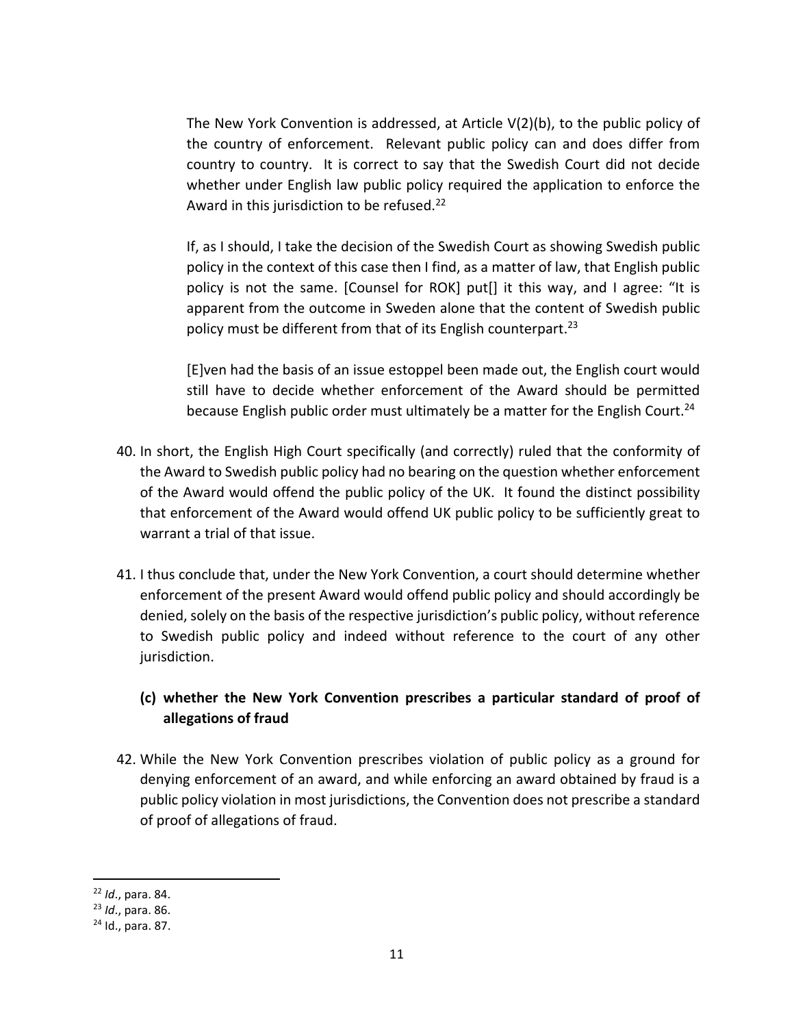> The New York Convention is addressed, at Article V(2)(b), to the public policy of the country of enforcement. Relevant public policy can and does differ from country to country. It is correct to say that the Swedish Court did not decide whether under English law public policy required the application to enforce the Award in this jurisdiction to be refused.[22]
>
> If, as I should, I take the decision of the Swedish Court as showing Swedish public policy in the context of this case then I find, as a matter of law, that English public policy is not the same. [Counsel for ROK] put[] it this way, and I agree: "It is apparent from the outcome in Sweden alone that the content of Swedish public policy must be different from that of its English counterpart.[23]
>
> [E]ven had the basis of an issue estoppel been made out, the English court would still have to decide whether enforcement of the Award should be permitted because English public order must ultimately be a matter for the English Court.[24]

40. In short, the English High Court specifically (and correctly) ruled that the conformity of the Award to Swedish public policy had no bearing on the question whether enforcement of the Award would offend the public policy of the UK. It found the distinct possibility that enforcement of the Award would offend UK public policy to be sufficiently great to warrant a trial of that issue.

41. I thus conclude that, under the New York Convention, a court should determine whether enforcement of the present Award would offend public policy and should accordingly be denied, solely on the basis of the respective jurisdiction's public policy, without reference to Swedish public policy and indeed without reference to the court of any other jurisdiction.

**(c) whether the New York Convention prescribes a particular standard of proof of allegations of fraud**

42. While the New York Convention prescribes violation of public policy as a ground for denying enforcement of an award, and while enforcing an award obtained by fraud is a public policy violation in most jurisdictions, the Convention does not prescribe a standard of proof of allegations of fraud.

---

[22] *Id*., para. 84.

[23] *Id*., para. 86.

[24] Id., para. 87.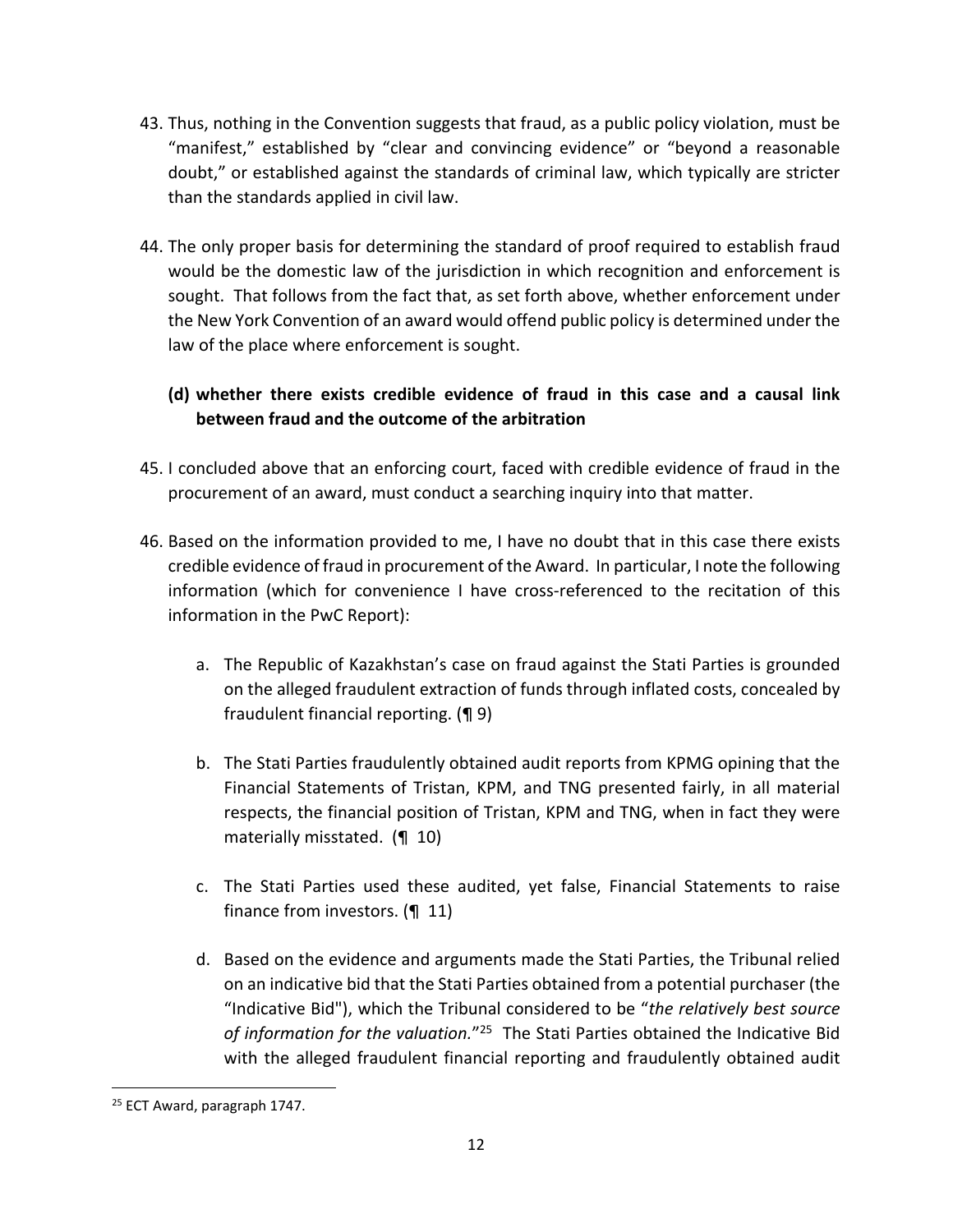43. Thus, nothing in the Convention suggests that fraud, as a public policy violation, must be "manifest," established by "clear and convincing evidence" or "beyond a reasonable doubt," or established against the standards of criminal law, which typically are stricter than the standards applied in civil law.

44. The only proper basis for determining the standard of proof required to establish fraud would be the domestic law of the jurisdiction in which recognition and enforcement is sought. That follows from the fact that, as set forth above, whether enforcement under the New York Convention of an award would offend public policy is determined under the law of the place where enforcement is sought.

**(d) whether there exists credible evidence of fraud in this case and a causal link between fraud and the outcome of the arbitration**

45. I concluded above that an enforcing court, faced with credible evidence of fraud in the procurement of an award, must conduct a searching inquiry into that matter.

46. Based on the information provided to me, I have no doubt that in this case there exists credible evidence of fraud in procurement of the Award. In particular, I note the following information (which for convenience I have cross-referenced to the recitation of this information in the PwC Report):

    a. The Republic of Kazakhstan's case on fraud against the Stati Parties is grounded on the alleged fraudulent extraction of funds through inflated costs, concealed by fraudulent financial reporting. (¶ 9)

    b. The Stati Parties fraudulently obtained audit reports from KPMG opining that the Financial Statements of Tristan, KPM, and TNG presented fairly, in all material respects, the financial position of Tristan, KPM and TNG, when in fact they were materially misstated. (¶ 10)

    c. The Stati Parties used these audited, yet false, Financial Statements to raise finance from investors. (¶ 11)

    d. Based on the evidence and arguments made the Stati Parties, the Tribunal relied on an indicative bid that the Stati Parties obtained from a potential purchaser (the "Indicative Bid"), which the Tribunal considered to be "*the relatively best source of information for the valuation.*"[25] The Stati Parties obtained the Indicative Bid with the alleged fraudulent financial reporting and fraudulently obtained audit

[25] ECT Award, paragraph 1747.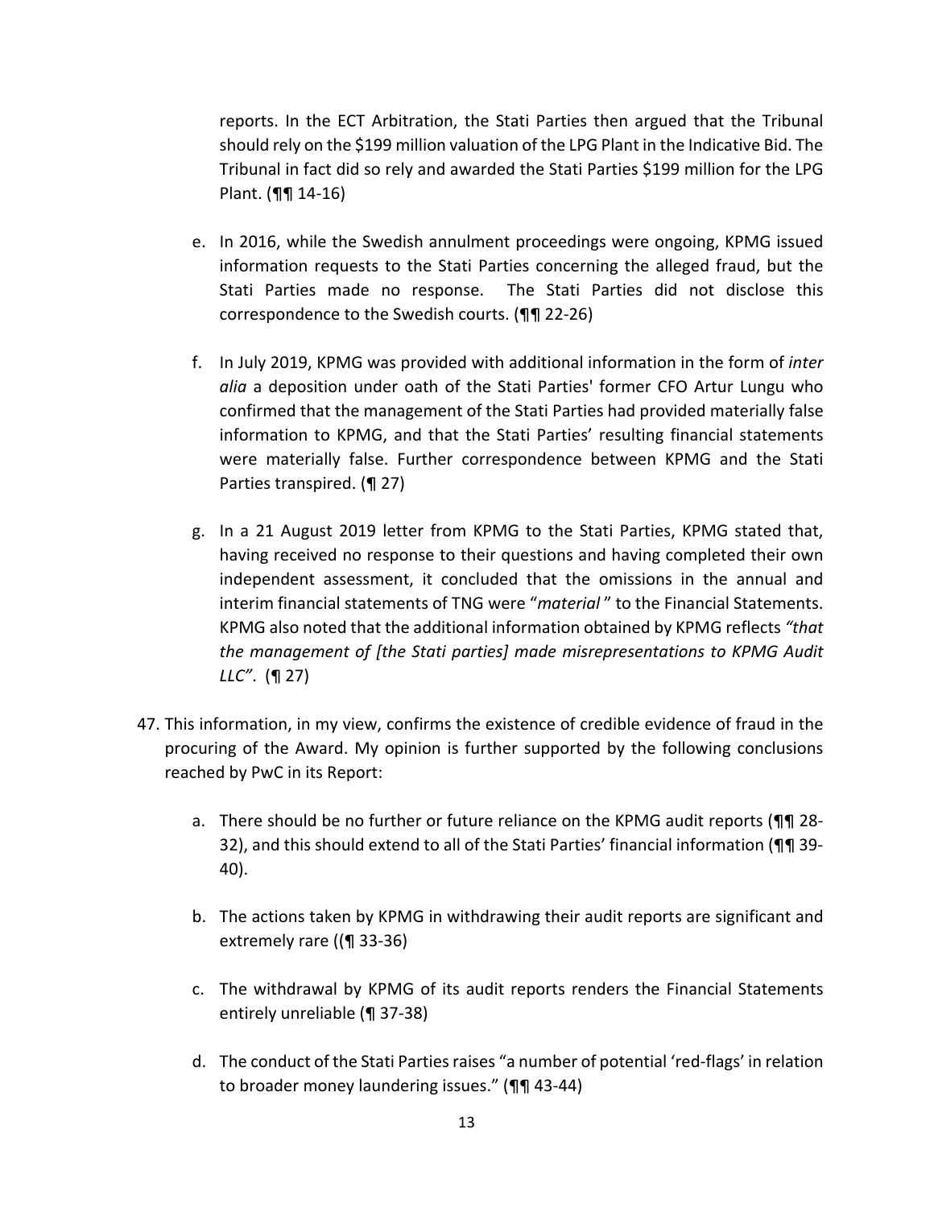reports. In the ECT Arbitration, the Stati Parties then argued that the Tribunal should rely on the $199 million valuation of the LPG Plant in the Indicative Bid. The Tribunal in fact did so rely and awarded the Stati Parties $199 million for the LPG Plant. (¶¶ 14-16)

e. In 2016, while the Swedish annulment proceedings were ongoing, KPMG issued information requests to the Stati Parties concerning the alleged fraud, but the Stati Parties made no response. The Stati Parties did not disclose this correspondence to the Swedish courts. (¶¶ 22-26)

f. In July 2019, KPMG was provided with additional information in the form of *inter alia* a deposition under oath of the Stati Parties' former CFO Artur Lungu who confirmed that the management of the Stati Parties had provided materially false information to KPMG, and that the Stati Parties' resulting financial statements were materially false. Further correspondence between KPMG and the Stati Parties transpired. (¶ 27)

g. In a 21 August 2019 letter from KPMG to the Stati Parties, KPMG stated that, having received no response to their questions and having completed their own independent assessment, it concluded that the omissions in the annual and interim financial statements of TNG were "*material*" to the Financial Statements. KPMG also noted that the additional information obtained by KPMG reflects *"that the management of [the Stati parties] made misrepresentations to KPMG Audit LLC"*. (¶ 27)

47. This information, in my view, confirms the existence of credible evidence of fraud in the procuring of the Award. My opinion is further supported by the following conclusions reached by PwC in its Report:

   a. There should be no further or future reliance on the KPMG audit reports (¶¶ 28-32), and this should extend to all of the Stati Parties' financial information (¶¶ 39-40).

   b. The actions taken by KPMG in withdrawing their audit reports are significant and extremely rare ((¶ 33-36)

   c. The withdrawal by KPMG of its audit reports renders the Financial Statements entirely unreliable (¶ 37-38)

   d. The conduct of the Stati Parties raises "a number of potential 'red-flags' in relation to broader money laundering issues." (¶¶ 43-44)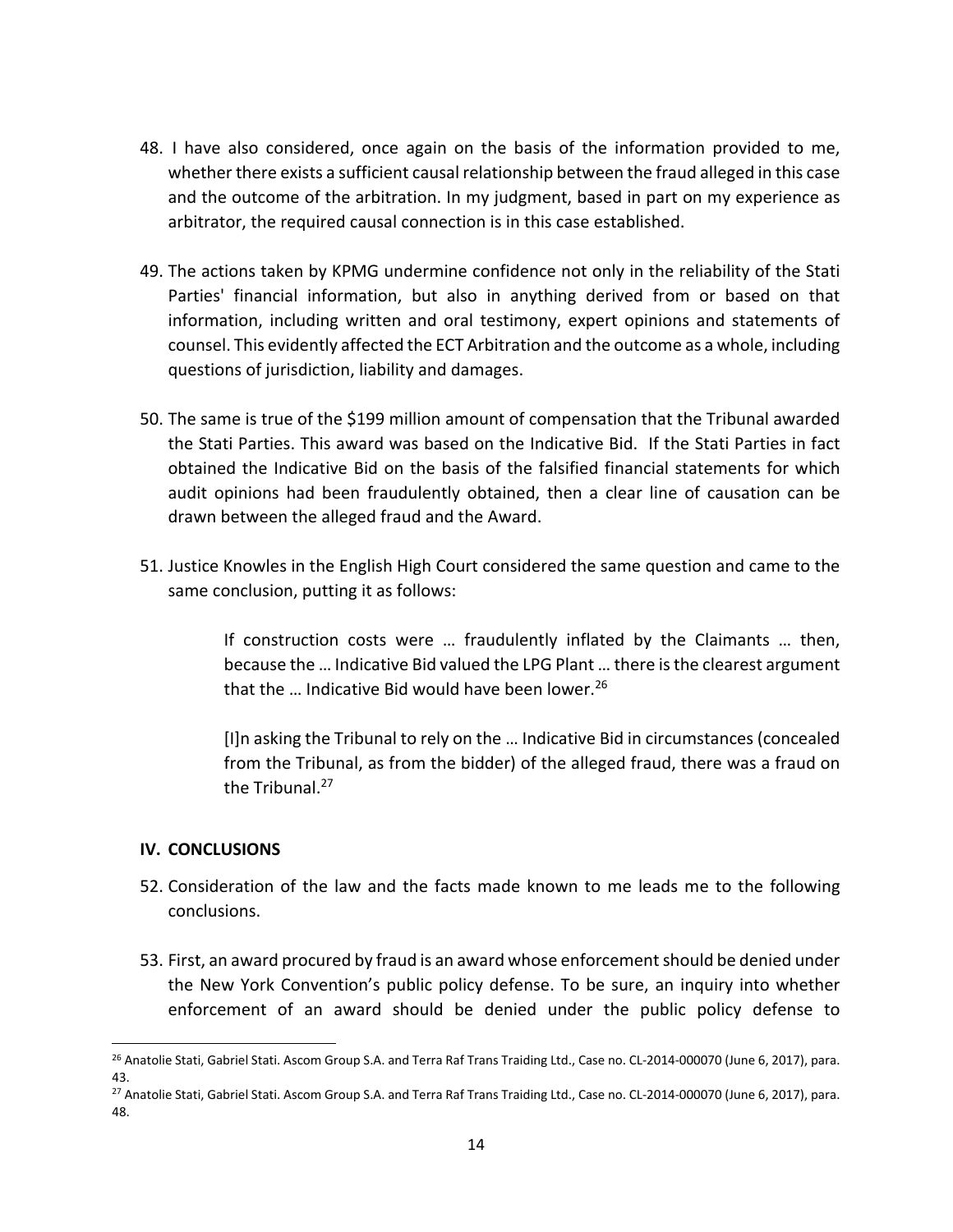48. I have also considered, once again on the basis of the information provided to me, whether there exists a sufficient causal relationship between the fraud alleged in this case and the outcome of the arbitration. In my judgment, based in part on my experience as arbitrator, the required causal connection is in this case established.

49. The actions taken by KPMG undermine confidence not only in the reliability of the Stati Parties' financial information, but also in anything derived from or based on that information, including written and oral testimony, expert opinions and statements of counsel. This evidently affected the ECT Arbitration and the outcome as a whole, including questions of jurisdiction, liability and damages.

50. The same is true of the $199 million amount of compensation that the Tribunal awarded the Stati Parties. This award was based on the Indicative Bid. If the Stati Parties in fact obtained the Indicative Bid on the basis of the falsified financial statements for which audit opinions had been fraudulently obtained, then a clear line of causation can be drawn between the alleged fraud and the Award.

51. Justice Knowles in the English High Court considered the same question and came to the same conclusion, putting it as follows:

> If construction costs were … fraudulently inflated by the Claimants … then, because the … Indicative Bid valued the LPG Plant … there is the clearest argument that the … Indicative Bid would have been lower.[26]
>
> [I]n asking the Tribunal to rely on the … Indicative Bid in circumstances (concealed from the Tribunal, as from the bidder) of the alleged fraud, there was a fraud on the Tribunal.[27]

## IV. CONCLUSIONS

52. Consideration of the law and the facts made known to me leads me to the following conclusions.

53. First, an award procured by fraud is an award whose enforcement should be denied under the New York Convention's public policy defense. To be sure, an inquiry into whether enforcement of an award should be denied under the public policy defense to

---

[26] Anatolie Stati, Gabriel Stati. Ascom Group S.A. and Terra Raf Trans Traiding Ltd., Case no. CL-2014-000070 (June 6, 2017), para. 43.

[27] Anatolie Stati, Gabriel Stati. Ascom Group S.A. and Terra Raf Trans Traiding Ltd., Case no. CL-2014-000070 (June 6, 2017), para. 48.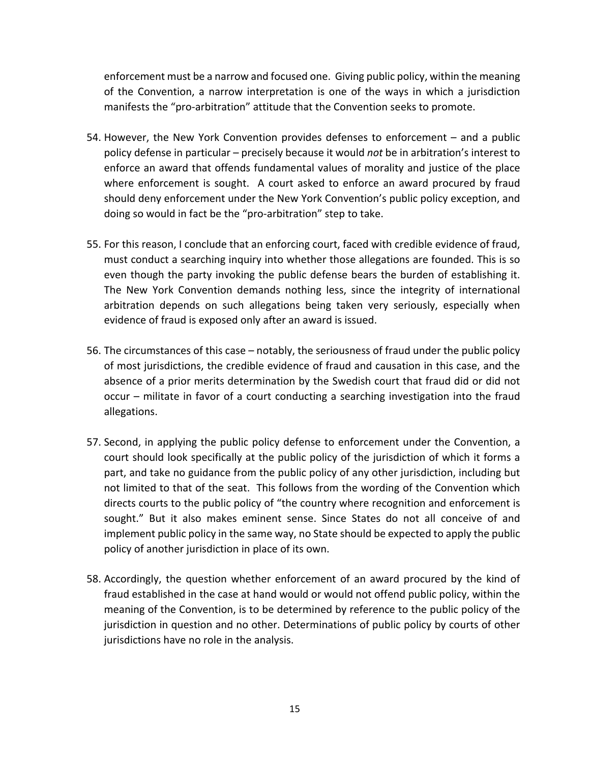enforcement must be a narrow and focused one. Giving public policy, within the meaning of the Convention, a narrow interpretation is one of the ways in which a jurisdiction manifests the "pro-arbitration" attitude that the Convention seeks to promote.

54. However, the New York Convention provides defenses to enforcement – and a public policy defense in particular – precisely because it would *not* be in arbitration's interest to enforce an award that offends fundamental values of morality and justice of the place where enforcement is sought. A court asked to enforce an award procured by fraud should deny enforcement under the New York Convention's public policy exception, and doing so would in fact be the "pro-arbitration" step to take.

55. For this reason, I conclude that an enforcing court, faced with credible evidence of fraud, must conduct a searching inquiry into whether those allegations are founded. This is so even though the party invoking the public defense bears the burden of establishing it. The New York Convention demands nothing less, since the integrity of international arbitration depends on such allegations being taken very seriously, especially when evidence of fraud is exposed only after an award is issued.

56. The circumstances of this case – notably, the seriousness of fraud under the public policy of most jurisdictions, the credible evidence of fraud and causation in this case, and the absence of a prior merits determination by the Swedish court that fraud did or did not occur – militate in favor of a court conducting a searching investigation into the fraud allegations.

57. Second, in applying the public policy defense to enforcement under the Convention, a court should look specifically at the public policy of the jurisdiction of which it forms a part, and take no guidance from the public policy of any other jurisdiction, including but not limited to that of the seat. This follows from the wording of the Convention which directs courts to the public policy of "the country where recognition and enforcement is sought." But it also makes eminent sense. Since States do not all conceive of and implement public policy in the same way, no State should be expected to apply the public policy of another jurisdiction in place of its own.

58. Accordingly, the question whether enforcement of an award procured by the kind of fraud established in the case at hand would or would not offend public policy, within the meaning of the Convention, is to be determined by reference to the public policy of the jurisdiction in question and no other. Determinations of public policy by courts of other jurisdictions have no role in the analysis.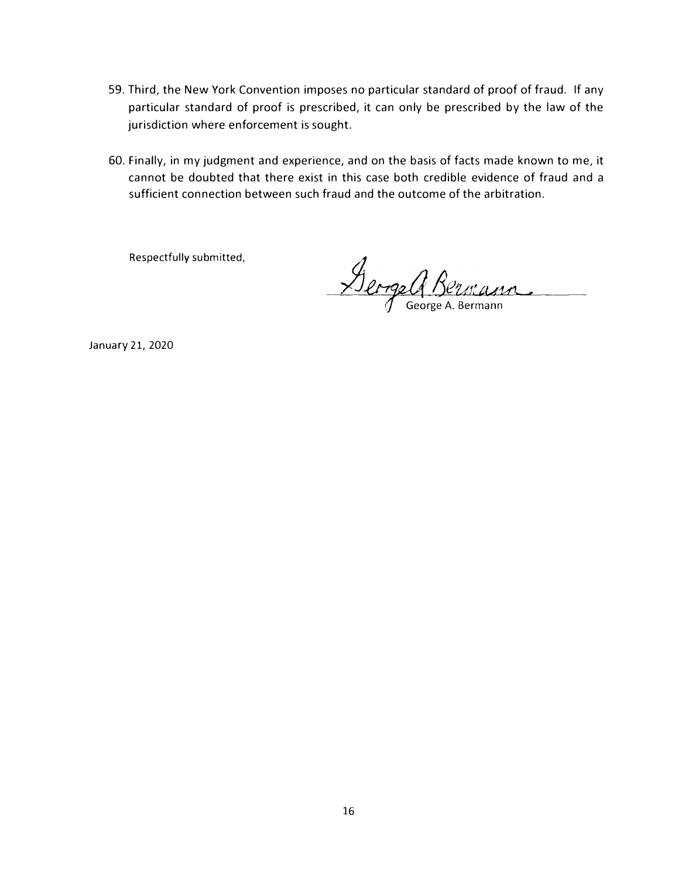59. Third, the New York Convention imposes no particular standard of proof of fraud. If any particular standard of proof is prescribed, it can only be prescribed by the law of the jurisdiction where enforcement is sought.

60. Finally, in my judgment and experience, and on the basis of facts made known to me, it cannot be doubted that there exist in this case both credible evidence of fraud and a sufficient connection between such fraud and the outcome of the arbitration.

Respectfully submitted,

George A. Bermann

George A. Bermann

January 21, 2020